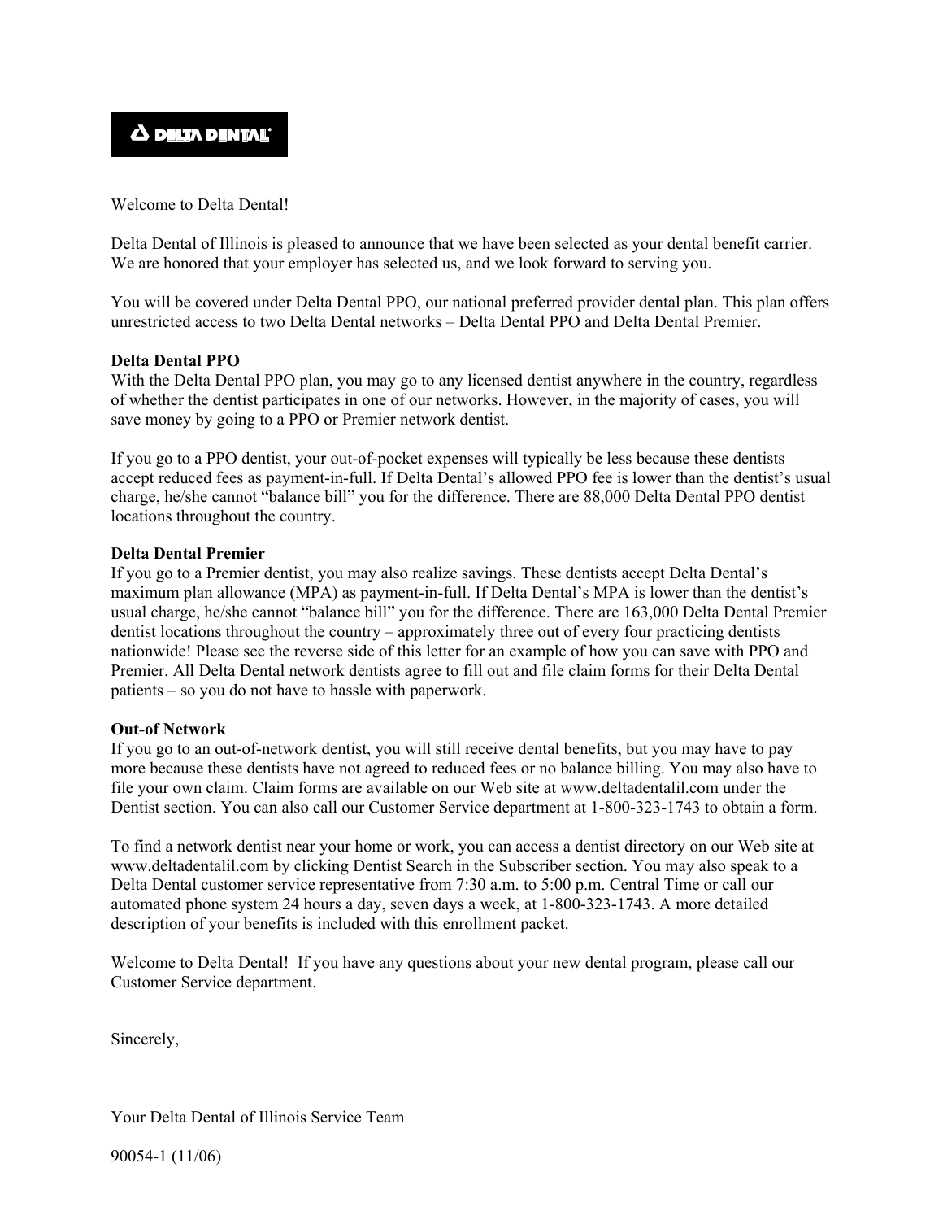DELTA DENTAL

Welcome to Delta Dental!

Delta Dental of Illinois is pleased to announce that we have been selected as your dental benefit carrier. We are honored that your employer has selected us, and we look forward to serving you.

You will be covered under Delta Dental PPO, our national preferred provider dental plan. This plan offers unrestricted access to two Delta Dental networks – Delta Dental PPO and Delta Dental Premier.

**Delta Dental PPO**
With the Delta Dental PPO plan, you may go to any licensed dentist anywhere in the country, regardless of whether the dentist participates in one of our networks. However, in the majority of cases, you will save money by going to a PPO or Premier network dentist.

If you go to a PPO dentist, your out-of-pocket expenses will typically be less because these dentists accept reduced fees as payment-in-full. If Delta Dental's allowed PPO fee is lower than the dentist's usual charge, he/she cannot "balance bill" you for the difference. There are 88,000 Delta Dental PPO dentist locations throughout the country.

**Delta Dental Premier**
If you go to a Premier dentist, you may also realize savings. These dentists accept Delta Dental's maximum plan allowance (MPA) as payment-in-full. If Delta Dental's MPA is lower than the dentist's usual charge, he/she cannot "balance bill" you for the difference. There are 163,000 Delta Dental Premier dentist locations throughout the country – approximately three out of every four practicing dentists nationwide! Please see the reverse side of this letter for an example of how you can save with PPO and Premier. All Delta Dental network dentists agree to fill out and file claim forms for their Delta Dental patients – so you do not have to hassle with paperwork.

**Out-of Network**
If you go to an out-of-network dentist, you will still receive dental benefits, but you may have to pay more because these dentists have not agreed to reduced fees or no balance billing. You may also have to file your own claim. Claim forms are available on our Web site at www.deltadentalil.com under the Dentist section. You can also call our Customer Service department at 1-800-323-1743 to obtain a form.

To find a network dentist near your home or work, you can access a dentist directory on our Web site at www.deltadentalil.com by clicking Dentist Search in the Subscriber section. You may also speak to a Delta Dental customer service representative from 7:30 a.m. to 5:00 p.m. Central Time or call our automated phone system 24 hours a day, seven days a week, at 1-800-323-1743. A more detailed description of your benefits is included with this enrollment packet.

Welcome to Delta Dental! If you have any questions about your new dental program, please call our Customer Service department.

Sincerely,

Your Delta Dental of Illinois Service Team

90054-1 (11/06)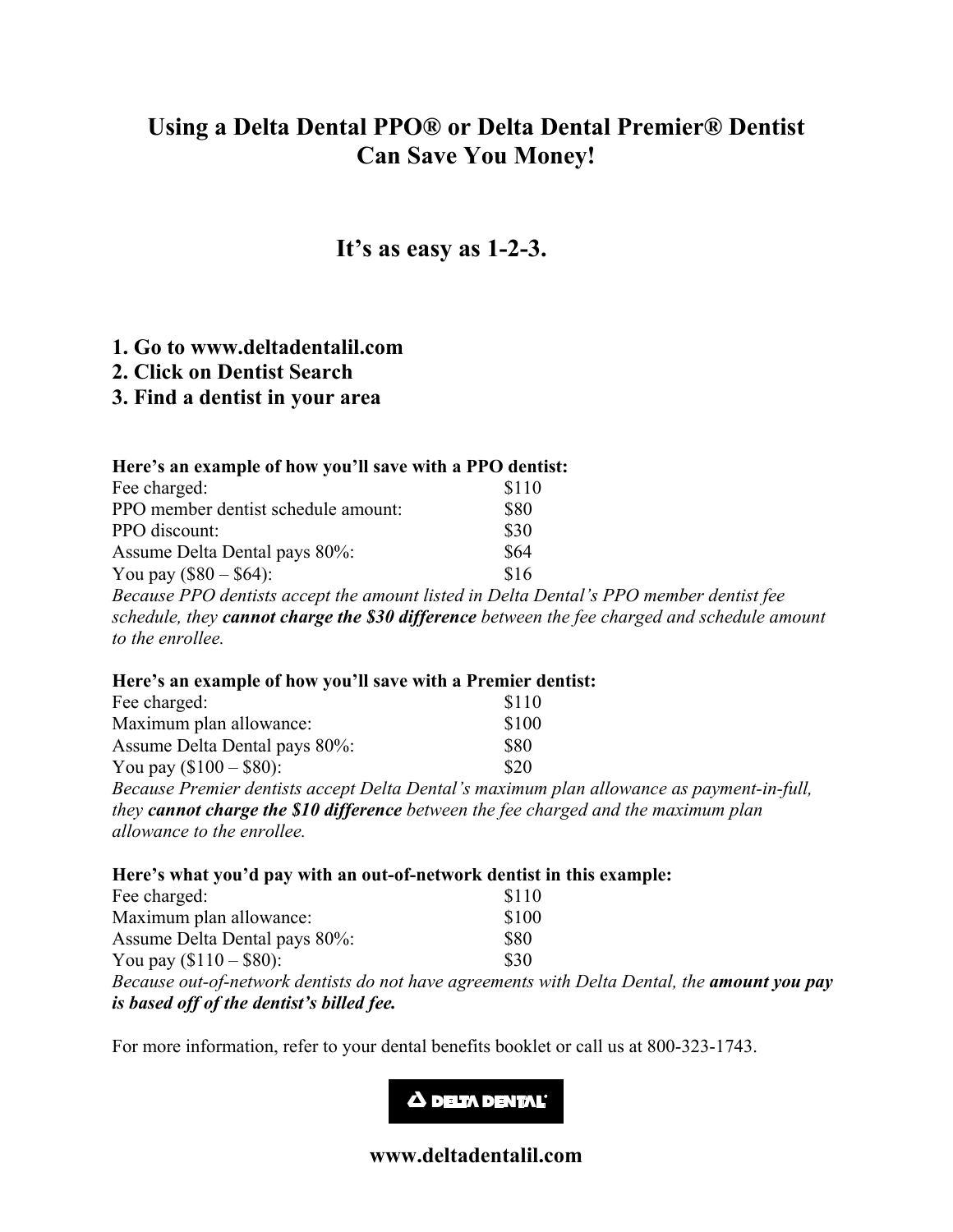# Using a Delta Dental PPO® or Delta Dental Premier® Dentist Can Save You Money!

## It's as easy as 1-2-3.

1. **Go to www.deltadentalil.com**
2. **Click on Dentist Search**
3. **Find a dentist in your area**

**Here's an example of how you'll save with a PPO dentist:**

| | |
|---|---|
| Fee charged: | $110 |
| PPO member dentist schedule amount: | $80 |
| PPO discount: | $30 |
| Assume Delta Dental pays 80%: | $64 |
| You pay ($80 – $64): | $16 |

*Because PPO dentists accept the amount listed in Delta Dental's PPO member dentist fee schedule, they **cannot charge the $30 difference** between the fee charged and schedule amount to the enrollee.*

**Here's an example of how you'll save with a Premier dentist:**

| | |
|---|---|
| Fee charged: | $110 |
| Maximum plan allowance: | $100 |
| Assume Delta Dental pays 80%: | $80 |
| You pay ($100 – $80): | $20 |

*Because Premier dentists accept Delta Dental's maximum plan allowance as payment-in-full, they **cannot charge the $10 difference** between the fee charged and the maximum plan allowance to the enrollee.*

**Here's what you'd pay with an out-of-network dentist in this example:**

| | |
|---|---|
| Fee charged: | $110 |
| Maximum plan allowance: | $100 |
| Assume Delta Dental pays 80%: | $80 |
| You pay ($110 – $80): | $30 |

*Because out-of-network dentists do not have agreements with Delta Dental, the **amount you pay is based off of the dentist's billed fee.***

For more information, refer to your dental benefits booklet or call us at 800-323-1743.

DELTA DENTAL

**www.deltadentalil.com**